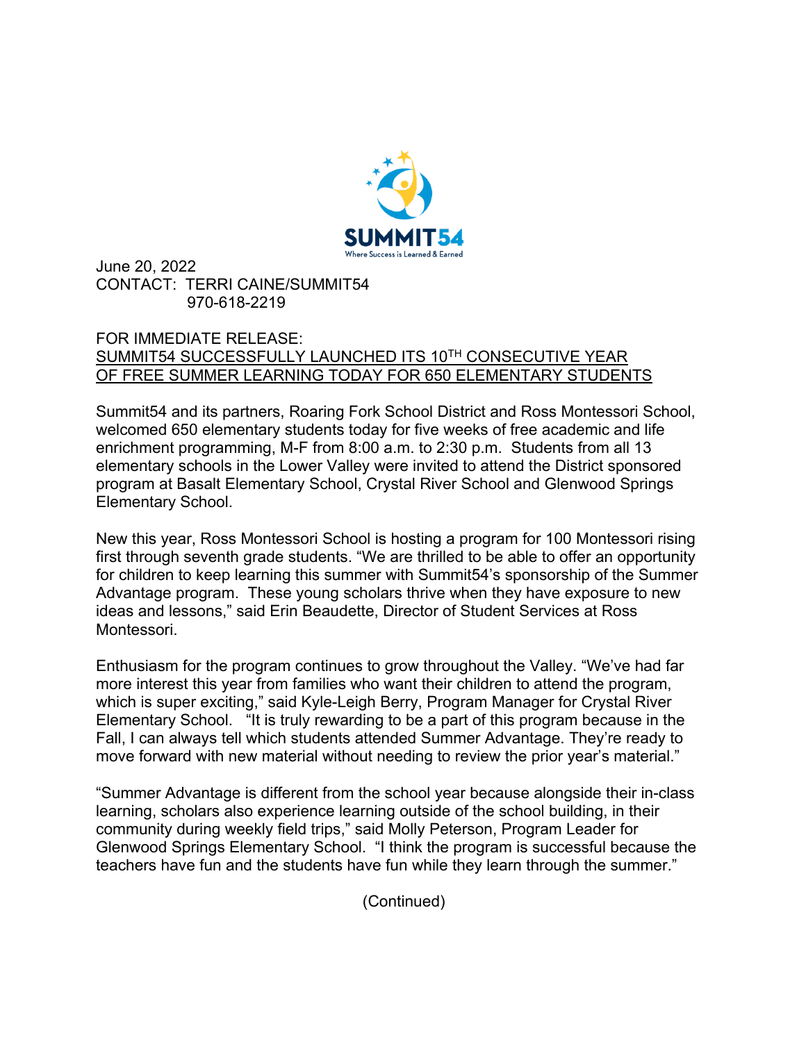SUMMIT54
Where Success is Learned & Earned

June 20, 2022
CONTACT: TERRI CAINE/SUMMIT54
970-618-2219

FOR IMMEDIATE RELEASE:
SUMMIT54 SUCCESSFULLY LAUNCHED ITS 10TH CONSECUTIVE YEAR OF FREE SUMMER LEARNING TODAY FOR 650 ELEMENTARY STUDENTS

Summit54 and its partners, Roaring Fork School District and Ross Montessori School, welcomed 650 elementary students today for five weeks of free academic and life enrichment programming, M-F from 8:00 a.m. to 2:30 p.m. Students from all 13 elementary schools in the Lower Valley were invited to attend the District sponsored program at Basalt Elementary School, Crystal River School and Glenwood Springs Elementary School.

New this year, Ross Montessori School is hosting a program for 100 Montessori rising first through seventh grade students. "We are thrilled to be able to offer an opportunity for children to keep learning this summer with Summit54's sponsorship of the Summer Advantage program. These young scholars thrive when they have exposure to new ideas and lessons," said Erin Beaudette, Director of Student Services at Ross Montessori.

Enthusiasm for the program continues to grow throughout the Valley. "We've had far more interest this year from families who want their children to attend the program, which is super exciting," said Kyle-Leigh Berry, Program Manager for Crystal River Elementary School. "It is truly rewarding to be a part of this program because in the Fall, I can always tell which students attended Summer Advantage. They're ready to move forward with new material without needing to review the prior year's material."

"Summer Advantage is different from the school year because alongside their in-class learning, scholars also experience learning outside of the school building, in their community during weekly field trips," said Molly Peterson, Program Leader for Glenwood Springs Elementary School. "I think the program is successful because the teachers have fun and the students have fun while they learn through the summer."

(Continued)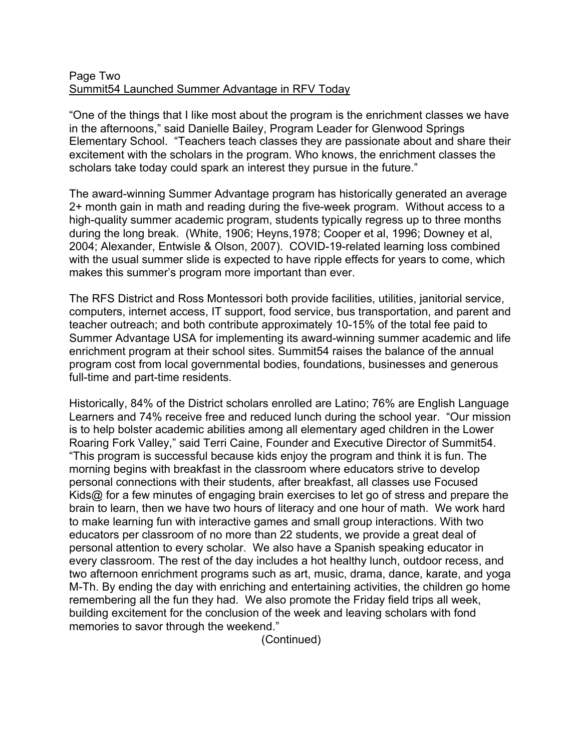“One of the things that I like most about the program is the enrichment classes we have in the afternoons,” said Danielle Bailey, Program Leader for Glenwood Springs Elementary School. “Teachers teach classes they are passionate about and share their excitement with the scholars in the program. Who knows, the enrichment classes the scholars take today could spark an interest they pursue in the future.”

The award-winning Summer Advantage program has historically generated an average 2+ month gain in math and reading during the five-week program. Without access to a high-quality summer academic program, students typically regress up to three months during the long break. (White, 1906; Heyns,1978; Cooper et al, 1996; Downey et al, 2004; Alexander, Entwisle & Olson, 2007). COVID-19-related learning loss combined with the usual summer slide is expected to have ripple effects for years to come, which makes this summer’s program more important than ever.

The RFS District and Ross Montessori both provide facilities, utilities, janitorial service, computers, internet access, IT support, food service, bus transportation, and parent and teacher outreach; and both contribute approximately 10-15% of the total fee paid to Summer Advantage USA for implementing its award-winning summer academic and life enrichment program at their school sites. Summit54 raises the balance of the annual program cost from local governmental bodies, foundations, businesses and generous full-time and part-time residents.

Historically, 84% of the District scholars enrolled are Latino; 76% are English Language Learners and 74% receive free and reduced lunch during the school year. “Our mission is to help bolster academic abilities among all elementary aged children in the Lower Roaring Fork Valley,” said Terri Caine, Founder and Executive Director of Summit54. “This program is successful because kids enjoy the program and think it is fun. The morning begins with breakfast in the classroom where educators strive to develop personal connections with their students, after breakfast, all classes use Focused Kids@ for a few minutes of engaging brain exercises to let go of stress and prepare the brain to learn, then we have two hours of literacy and one hour of math. We work hard to make learning fun with interactive games and small group interactions. With two educators per classroom of no more than 22 students, we provide a great deal of personal attention to every scholar. We also have a Spanish speaking educator in every classroom. The rest of the day includes a hot healthy lunch, outdoor recess, and two afternoon enrichment programs such as art, music, drama, dance, karate, and yoga M-Th. By ending the day with enriching and entertaining activities, the children go home remembering all the fun they had. We also promote the Friday field trips all week, building excitement for the conclusion of the week and leaving scholars with fond memories to savor through the weekend.”

(Continued)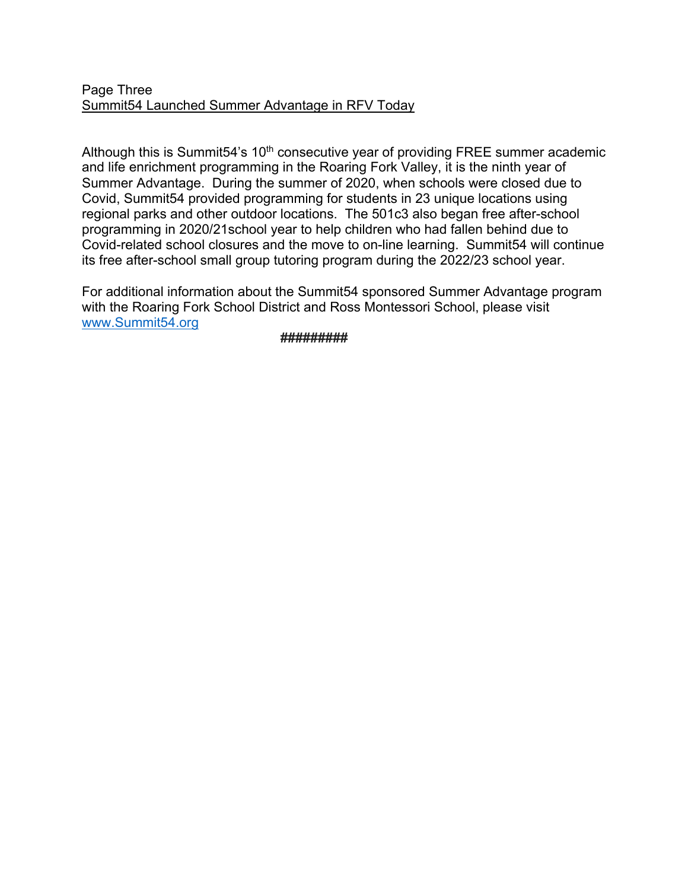Although this is Summit54's 10th consecutive year of providing FREE summer academic and life enrichment programming in the Roaring Fork Valley, it is the ninth year of Summer Advantage. During the summer of 2020, when schools were closed due to Covid, Summit54 provided programming for students in 23 unique locations using regional parks and other outdoor locations. The 501c3 also began free after-school programming in 2020/21school year to help children who had fallen behind due to Covid-related school closures and the move to on-line learning. Summit54 will continue its free after-school small group tutoring program during the 2022/23 school year.

For additional information about the Summit54 sponsored Summer Advantage program with the Roaring Fork School District and Ross Montessori School, please visit www.Summit54.org

#########